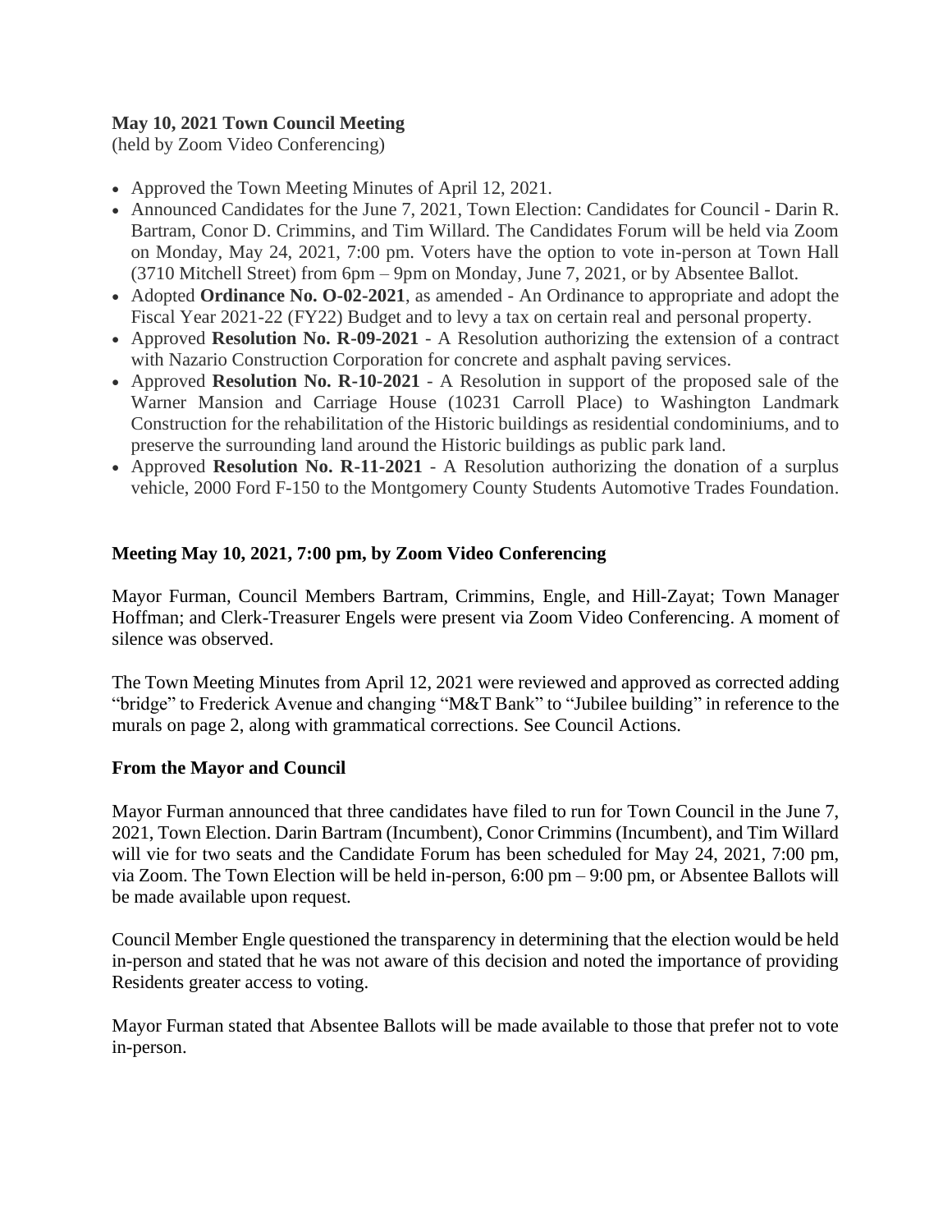**May 10, 2021 Town Council Meeting**
(held by Zoom Video Conferencing)

- Approved the Town Meeting Minutes of April 12, 2021.
- Announced Candidates for the June 7, 2021, Town Election: Candidates for Council - Darin R. Bartram, Conor D. Crimmins, and Tim Willard. The Candidates Forum will be held via Zoom on Monday, May 24, 2021, 7:00 pm. Voters have the option to vote in-person at Town Hall (3710 Mitchell Street) from 6pm – 9pm on Monday, June 7, 2021, or by Absentee Ballot.
- Adopted **Ordinance No. O-02-2021**, as amended - An Ordinance to appropriate and adopt the Fiscal Year 2021-22 (FY22) Budget and to levy a tax on certain real and personal property.
- Approved **Resolution No. R-09-2021** - A Resolution authorizing the extension of a contract with Nazario Construction Corporation for concrete and asphalt paving services.
- Approved **Resolution No. R-10-2021** - A Resolution in support of the proposed sale of the Warner Mansion and Carriage House (10231 Carroll Place) to Washington Landmark Construction for the rehabilitation of the Historic buildings as residential condominiums, and to preserve the surrounding land around the Historic buildings as public park land.
- Approved **Resolution No. R-11-2021** - A Resolution authorizing the donation of a surplus vehicle, 2000 Ford F-150 to the Montgomery County Students Automotive Trades Foundation.

**Meeting May 10, 2021, 7:00 pm, by Zoom Video Conferencing**

Mayor Furman, Council Members Bartram, Crimmins, Engle, and Hill-Zayat; Town Manager Hoffman; and Clerk-Treasurer Engels were present via Zoom Video Conferencing. A moment of silence was observed.

The Town Meeting Minutes from April 12, 2021 were reviewed and approved as corrected adding "bridge" to Frederick Avenue and changing "M&T Bank" to "Jubilee building" in reference to the murals on page 2, along with grammatical corrections. See Council Actions.

**From the Mayor and Council**

Mayor Furman announced that three candidates have filed to run for Town Council in the June 7, 2021, Town Election. Darin Bartram (Incumbent), Conor Crimmins (Incumbent), and Tim Willard will vie for two seats and the Candidate Forum has been scheduled for May 24, 2021, 7:00 pm, via Zoom. The Town Election will be held in-person, 6:00 pm – 9:00 pm, or Absentee Ballots will be made available upon request.

Council Member Engle questioned the transparency in determining that the election would be held in-person and stated that he was not aware of this decision and noted the importance of providing Residents greater access to voting.

Mayor Furman stated that Absentee Ballots will be made available to those that prefer not to vote in-person.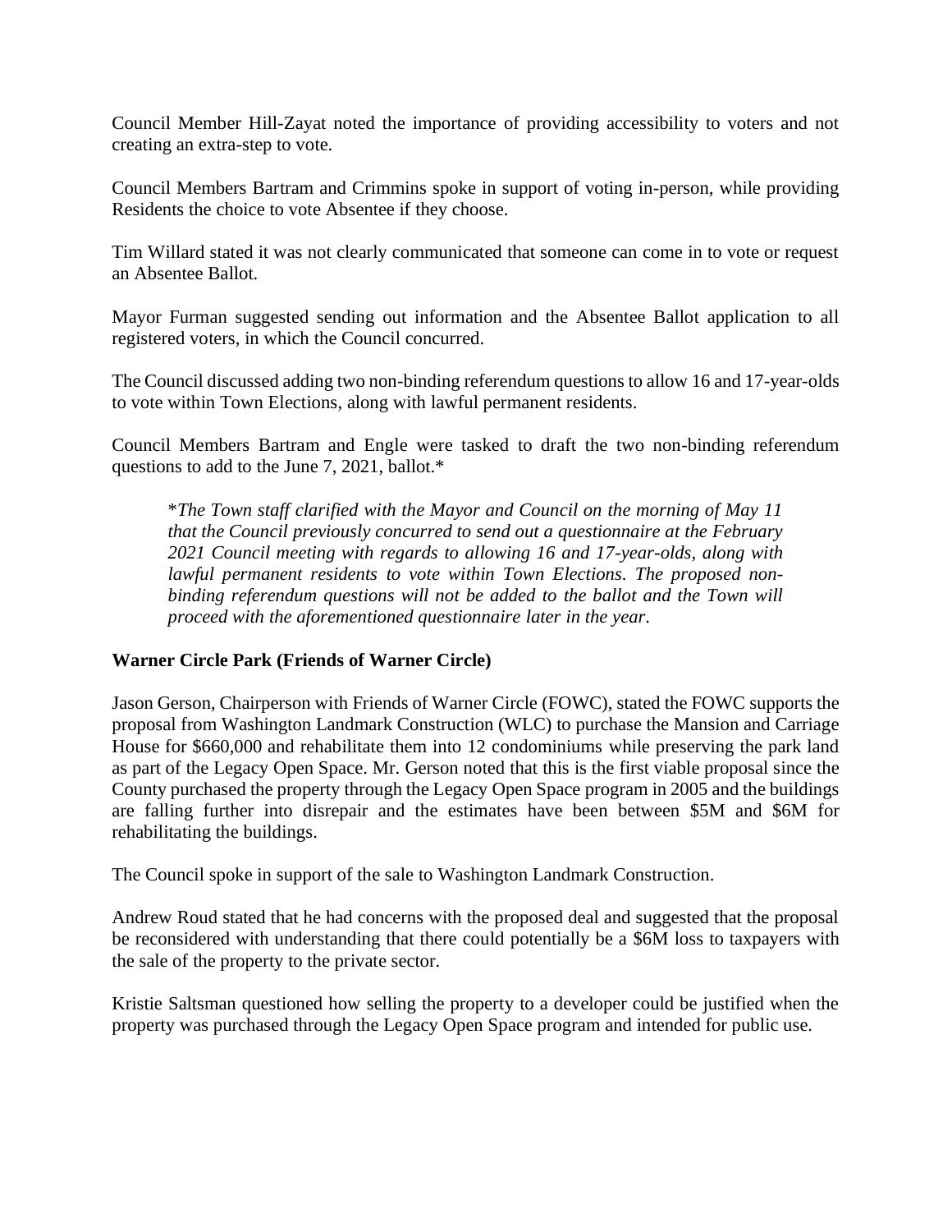Council Member Hill-Zayat noted the importance of providing accessibility to voters and not creating an extra-step to vote.

Council Members Bartram and Crimmins spoke in support of voting in-person, while providing Residents the choice to vote Absentee if they choose.

Tim Willard stated it was not clearly communicated that someone can come in to vote or request an Absentee Ballot.

Mayor Furman suggested sending out information and the Absentee Ballot application to all registered voters, in which the Council concurred.

The Council discussed adding two non-binding referendum questions to allow 16 and 17-year-olds to vote within Town Elections, along with lawful permanent residents.

Council Members Bartram and Engle were tasked to draft the two non-binding referendum questions to add to the June 7, 2021, ballot.*

> **The Town staff clarified with the Mayor and Council on the morning of May 11 that the Council previously concurred to send out a questionnaire at the February 2021 Council meeting with regards to allowing 16 and 17-year-olds, along with lawful permanent residents to vote within Town Elections. The proposed non-binding referendum questions will not be added to the ballot and the Town will proceed with the aforementioned questionnaire later in the year.*

**Warner Circle Park (Friends of Warner Circle)**

Jason Gerson, Chairperson with Friends of Warner Circle (FOWC), stated the FOWC supports the proposal from Washington Landmark Construction (WLC) to purchase the Mansion and Carriage House for $660,000 and rehabilitate them into 12 condominiums while preserving the park land as part of the Legacy Open Space. Mr. Gerson noted that this is the first viable proposal since the County purchased the property through the Legacy Open Space program in 2005 and the buildings are falling further into disrepair and the estimates have been between $5M and $6M for rehabilitating the buildings.

The Council spoke in support of the sale to Washington Landmark Construction.

Andrew Roud stated that he had concerns with the proposed deal and suggested that the proposal be reconsidered with understanding that there could potentially be a $6M loss to taxpayers with the sale of the property to the private sector.

Kristie Saltsman questioned how selling the property to a developer could be justified when the property was purchased through the Legacy Open Space program and intended for public use.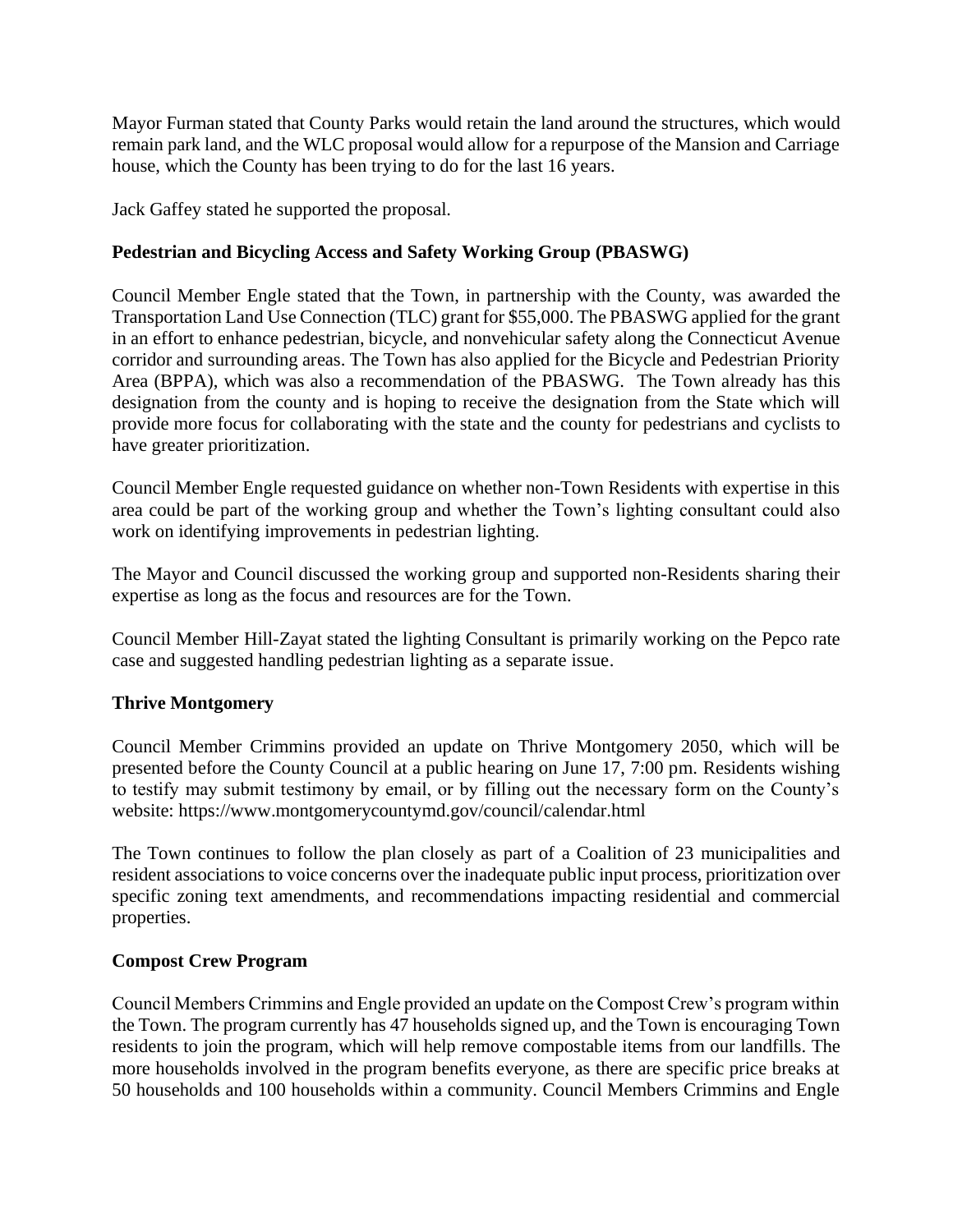Mayor Furman stated that County Parks would retain the land around the structures, which would remain park land, and the WLC proposal would allow for a repurpose of the Mansion and Carriage house, which the County has been trying to do for the last 16 years.

Jack Gaffey stated he supported the proposal.

**Pedestrian and Bicycling Access and Safety Working Group (PBASWG)**

Council Member Engle stated that the Town, in partnership with the County, was awarded the Transportation Land Use Connection (TLC) grant for $55,000. The PBASWG applied for the grant in an effort to enhance pedestrian, bicycle, and nonvehicular safety along the Connecticut Avenue corridor and surrounding areas. The Town has also applied for the Bicycle and Pedestrian Priority Area (BPPA), which was also a recommendation of the PBASWG. The Town already has this designation from the county and is hoping to receive the designation from the State which will provide more focus for collaborating with the state and the county for pedestrians and cyclists to have greater prioritization.

Council Member Engle requested guidance on whether non-Town Residents with expertise in this area could be part of the working group and whether the Town's lighting consultant could also work on identifying improvements in pedestrian lighting.

The Mayor and Council discussed the working group and supported non-Residents sharing their expertise as long as the focus and resources are for the Town.

Council Member Hill-Zayat stated the lighting Consultant is primarily working on the Pepco rate case and suggested handling pedestrian lighting as a separate issue.

**Thrive Montgomery**

Council Member Crimmins provided an update on Thrive Montgomery 2050, which will be presented before the County Council at a public hearing on June 17, 7:00 pm. Residents wishing to testify may submit testimony by email, or by filling out the necessary form on the County's website: https://www.montgomerycountymd.gov/council/calendar.html

The Town continues to follow the plan closely as part of a Coalition of 23 municipalities and resident associations to voice concerns over the inadequate public input process, prioritization over specific zoning text amendments, and recommendations impacting residential and commercial properties.

**Compost Crew Program**

Council Members Crimmins and Engle provided an update on the Compost Crew's program within the Town. The program currently has 47 households signed up, and the Town is encouraging Town residents to join the program, which will help remove compostable items from our landfills. The more households involved in the program benefits everyone, as there are specific price breaks at 50 households and 100 households within a community. Council Members Crimmins and Engle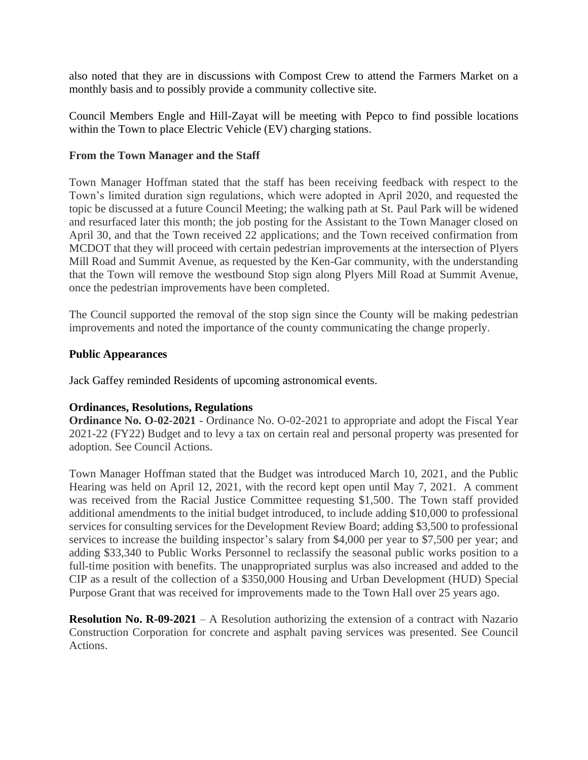also noted that they are in discussions with Compost Crew to attend the Farmers Market on a monthly basis and to possibly provide a community collective site.

Council Members Engle and Hill-Zayat will be meeting with Pepco to find possible locations within the Town to place Electric Vehicle (EV) charging stations.

**From the Town Manager and the Staff**

Town Manager Hoffman stated that the staff has been receiving feedback with respect to the Town's limited duration sign regulations, which were adopted in April 2020, and requested the topic be discussed at a future Council Meeting; the walking path at St. Paul Park will be widened and resurfaced later this month; the job posting for the Assistant to the Town Manager closed on April 30, and that the Town received 22 applications; and the Town received confirmation from MCDOT that they will proceed with certain pedestrian improvements at the intersection of Plyers Mill Road and Summit Avenue, as requested by the Ken-Gar community, with the understanding that the Town will remove the westbound Stop sign along Plyers Mill Road at Summit Avenue, once the pedestrian improvements have been completed.

The Council supported the removal of the stop sign since the County will be making pedestrian improvements and noted the importance of the county communicating the change properly.

**Public Appearances**

Jack Gaffey reminded Residents of upcoming astronomical events.

**Ordinances, Resolutions, Regulations**

**Ordinance No. O-02-2021** - Ordinance No. O-02-2021 to appropriate and adopt the Fiscal Year 2021-22 (FY22) Budget and to levy a tax on certain real and personal property was presented for adoption. See Council Actions.

Town Manager Hoffman stated that the Budget was introduced March 10, 2021, and the Public Hearing was held on April 12, 2021, with the record kept open until May 7, 2021. A comment was received from the Racial Justice Committee requesting $1,500. The Town staff provided additional amendments to the initial budget introduced, to include adding $10,000 to professional services for consulting services for the Development Review Board; adding $3,500 to professional services to increase the building inspector's salary from $4,000 per year to $7,500 per year; and adding $33,340 to Public Works Personnel to reclassify the seasonal public works position to a full-time position with benefits. The unappropriated surplus was also increased and added to the CIP as a result of the collection of a $350,000 Housing and Urban Development (HUD) Special Purpose Grant that was received for improvements made to the Town Hall over 25 years ago.

**Resolution No. R-09-2021** – A Resolution authorizing the extension of a contract with Nazario Construction Corporation for concrete and asphalt paving services was presented. See Council Actions.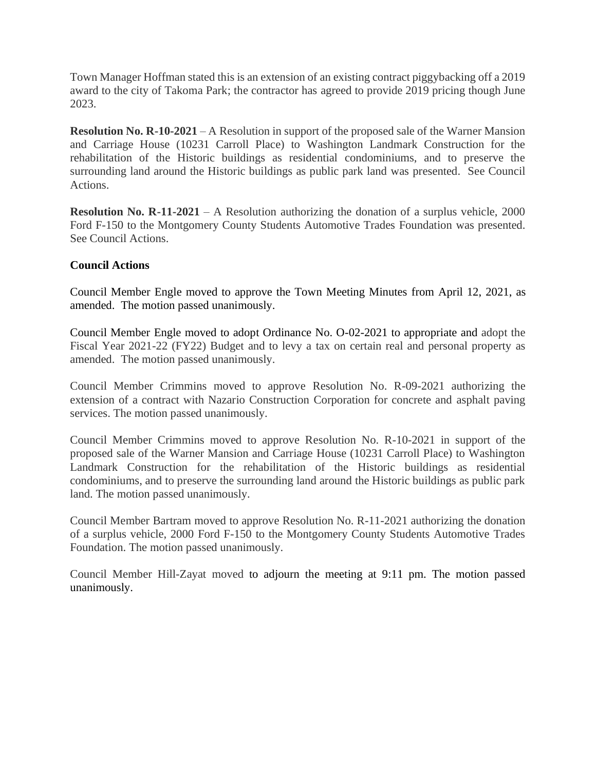Town Manager Hoffman stated this is an extension of an existing contract piggybacking off a 2019 award to the city of Takoma Park; the contractor has agreed to provide 2019 pricing though June 2023.

**Resolution No. R-10-2021** – A Resolution in support of the proposed sale of the Warner Mansion and Carriage House (10231 Carroll Place) to Washington Landmark Construction for the rehabilitation of the Historic buildings as residential condominiums, and to preserve the surrounding land around the Historic buildings as public park land was presented. See Council Actions.

**Resolution No. R-11-2021** – A Resolution authorizing the donation of a surplus vehicle, 2000 Ford F-150 to the Montgomery County Students Automotive Trades Foundation was presented. See Council Actions.

**Council Actions**

Council Member Engle moved to approve the Town Meeting Minutes from April 12, 2021, as amended. The motion passed unanimously.

Council Member Engle moved to adopt Ordinance No. O-02-2021 to appropriate and adopt the Fiscal Year 2021-22 (FY22) Budget and to levy a tax on certain real and personal property as amended. The motion passed unanimously.

Council Member Crimmins moved to approve Resolution No. R-09-2021 authorizing the extension of a contract with Nazario Construction Corporation for concrete and asphalt paving services. The motion passed unanimously.

Council Member Crimmins moved to approve Resolution No. R-10-2021 in support of the proposed sale of the Warner Mansion and Carriage House (10231 Carroll Place) to Washington Landmark Construction for the rehabilitation of the Historic buildings as residential condominiums, and to preserve the surrounding land around the Historic buildings as public park land. The motion passed unanimously.

Council Member Bartram moved to approve Resolution No. R-11-2021 authorizing the donation of a surplus vehicle, 2000 Ford F-150 to the Montgomery County Students Automotive Trades Foundation. The motion passed unanimously.

Council Member Hill-Zayat moved to adjourn the meeting at 9:11 pm. The motion passed unanimously.